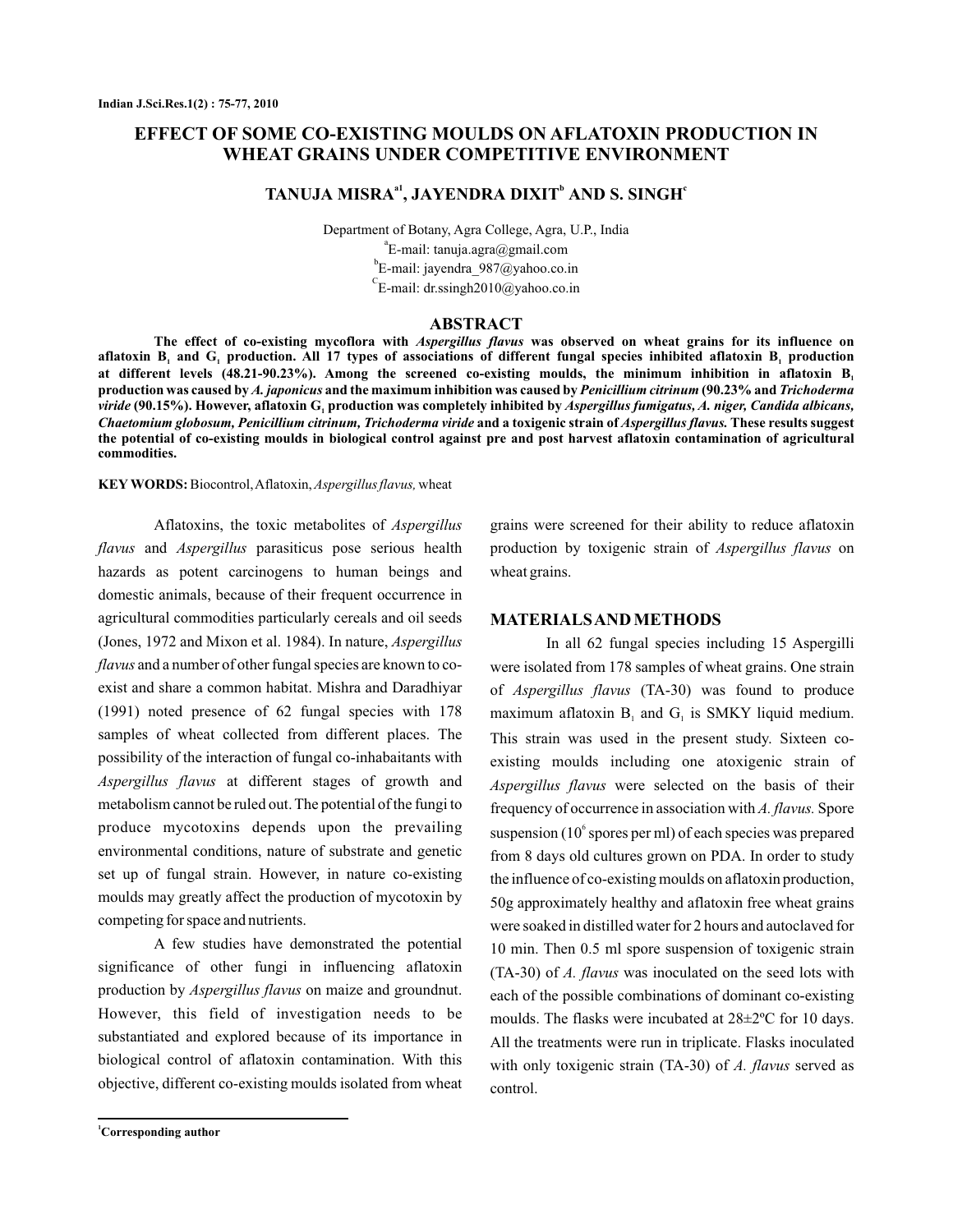# EFFECT OF SOME CO-EXISTING MOULDS ON AFLATOXIN PRODUCTION IN WHEAT GRAINS UNDER COMPETITIVE ENVIRONMENT

**TANUJA MISRA[a1], JAYENDRA DIXIT[b] AND S. SINGH[c]**

Department of Botany, Agra College, Agra, U.P., India

[a]E-mail: tanuja.agra@gmail.com

[b]E-mail: jayendra_987@yahoo.co.in

[c]E-mail: dr.ssingh2010@yahoo.co.in

## ABSTRACT

**The effect of co-existing mycoflora with *Aspergillus flavus* was observed on wheat grains for its influence on aflatoxin $B_1$ and $G_1$ production. All 17 types of associations of different fungal species inhibited aflatoxin $B_1$ production at different levels (48.21-90.23%). Among the screened co-existing moulds, the minimum inhibition in aflatoxin $B_1$ production was caused by *A. japonicus* and the maximum inhibition was caused by *Penicillium citrinum* (90.23% and *Trichoderma viride* (90.15%). However, aflatoxin $G_1$ production was completely inhibited by *Aspergillus fumigatus, A. niger, Candida albicans, Chaetomium globosum, Penicillium citrinum, Trichoderma viride* and a toxigenic strain of *Aspergillus flavus.* These results suggest the potential of co-existing moulds in biological control against pre and post harvest aflatoxin contamination of agricultural commodities.**

**KEY WORDS:** Biocontrol, Aflatoxin, *Aspergillus flavus,* wheat

Aflatoxins, the toxic metabolites of *Aspergillus flavus* and *Aspergillus* parasiticus pose serious health hazards as potent carcinogens to human beings and domestic animals, because of their frequent occurrence in agricultural commodities particularly cereals and oil seeds (Jones, 1972 and Mixon et al. 1984). In nature, *Aspergillus flavus* and a number of other fungal species are known to co-exist and share a common habitat. Mishra and Daradhiyar (1991) noted presence of 62 fungal species with 178 samples of wheat collected from different places. The possibility of the interaction of fungal co-inhabaitants with *Aspergillus flavus* at different stages of growth and metabolism cannot be ruled out. The potential of the fungi to produce mycotoxins depends upon the prevailing environmental conditions, nature of substrate and genetic set up of fungal strain. However, in nature co-existing moulds may greatly affect the production of mycotoxin by competing for space and nutrients.

A few studies have demonstrated the potential significance of other fungi in influencing aflatoxin production by *Aspergillus flavus* on maize and groundnut. However, this field of investigation needs to be substantiated and explored because of its importance in biological control of aflatoxin contamination. With this objective, different co-existing moulds isolated from wheat grains were screened for their ability to reduce aflatoxin production by toxigenic strain of *Aspergillus flavus* on wheat grains.

## MATERIALS AND METHODS

In all 62 fungal species including 15 Aspergilli were isolated from 178 samples of wheat grains. One strain of *Aspergillus flavus* (TA-30) was found to produce maximum aflatoxin $B_1$ and $G_1$ is SMKY liquid medium. This strain was used in the present study. Sixteen co-existing moulds including one atoxigenic strain of *Aspergillus flavus* were selected on the basis of their frequency of occurrence in association with *A. flavus.* Spore suspension ($10^6$ spores per ml) of each species was prepared from 8 days old cultures grown on PDA. In order to study the influence of co-existing moulds on aflatoxin production, 50g approximately healthy and aflatoxin free wheat grains were soaked in distilled water for 2 hours and autoclaved for 10 min. Then 0.5 ml spore suspension of toxigenic strain (TA-30) of *A. flavus* was inoculated on the seed lots with each of the possible combinations of dominant co-existing moulds. The flasks were incubated at 28±2ºC for 10 days. All the treatments were run in triplicate. Flasks inoculated with only toxigenic strain (TA-30) of *A. flavus* served as control.

[1]Corresponding author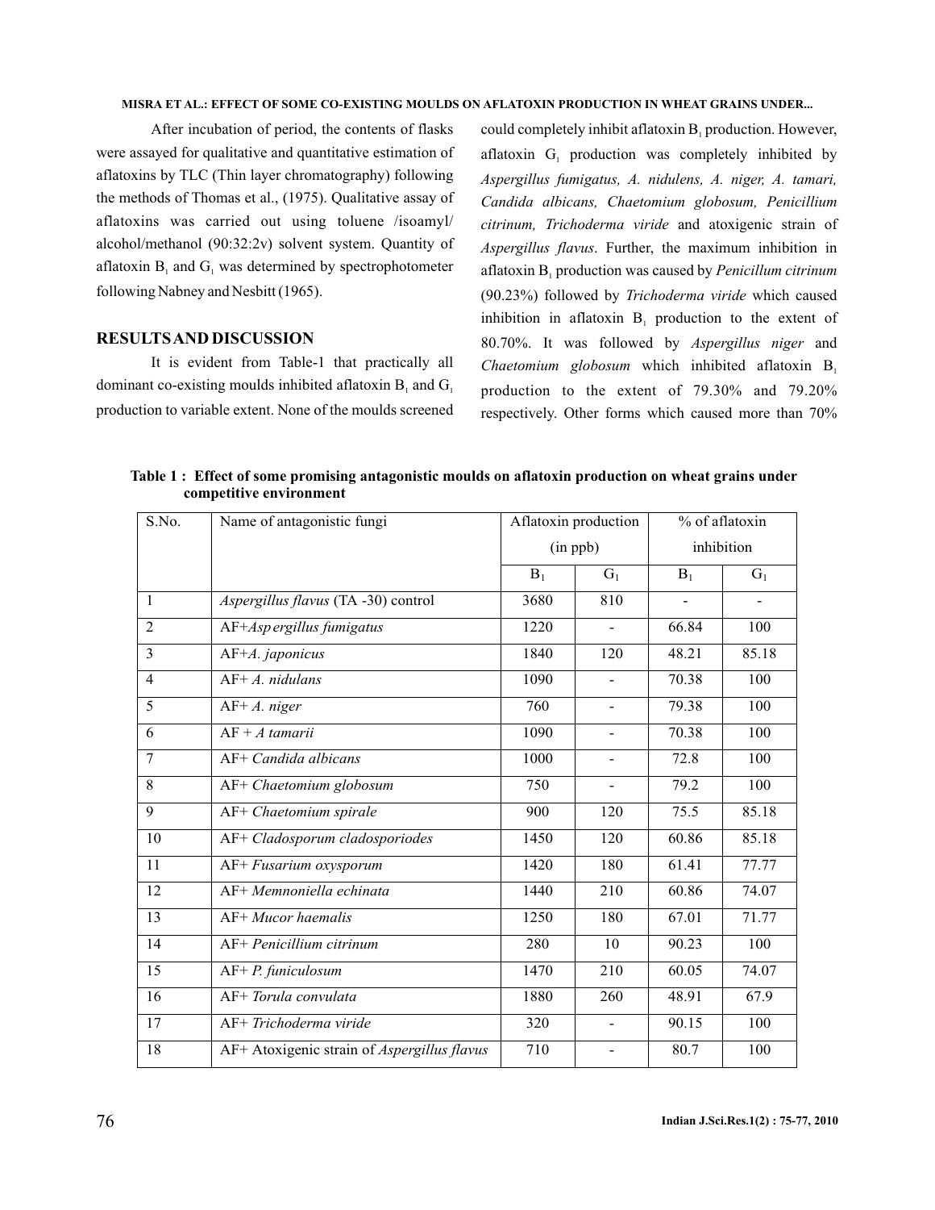After incubation of period, the contents of flasks were assayed for qualitative and quantitative estimation of aflatoxins by TLC (Thin layer chromatography) following the methods of Thomas et al., (1975). Qualitative assay of aflatoxins was carried out using toluene /isoamyl/ alcohol/methanol (90:32:2v) solvent system. Quantity of aflatoxin $B_1$ and $G_1$ was determined by spectrophotometer following Nabney and Nesbitt (1965).

## RESULTS AND DISCUSSION

It is evident from Table-1 that practically all dominant co-existing moulds inhibited aflatoxin $B_1$ and $G_1$ production to variable extent. None of the moulds screened could completely inhibit aflatoxin $B_1$ production. However, aflatoxin $G_1$ production was completely inhibited by *Aspergillus fumigatus, A. nidulens, A. niger, A. tamari, Candida albicans, Chaetomium globosum, Penicillium citrinum, Trichoderma viride* and atoxigenic strain of *Aspergillus flavus*. Further, the maximum inhibition in aflatoxin $B_1$ production was caused by *Penicillum citrinum* (90.23%) followed by *Trichoderma viride* which caused inhibition in aflatoxin $B_1$ production to the extent of 80.70%. It was followed by *Aspergillus niger* and *Chaetomium globosum* which inhibited aflatoxin $B_1$ production to the extent of 79.30% and 79.20% respectively. Other forms which caused more than 70%

**Table 1 : Effect of some promising antagonistic moulds on aflatoxin production on wheat grains under competitive environment**

| S.No. | Name of antagonistic fungi | Aflatoxin production (in ppb) | | % of aflatoxin inhibition | |
|---|---|---|---|---|---|
| | | $B_1$ | $G_1$ | $B_1$ | $G_1$ |
| 1 | *Aspergillus flavus* (TA -30) control | 3680 | 810 | - | - |
| 2 | AF+*Asp ergillus fumigatus* | 1220 | - | 66.84 | 100 |
| 3 | AF+*A. japonicus* | 1840 | 120 | 48.21 | 85.18 |
| 4 | AF+ *A. nidulans* | 1090 | - | 70.38 | 100 |
| 5 | AF+ *A. niger* | 760 | - | 79.38 | 100 |
| 6 | AF + *A tamarii* | 1090 | - | 70.38 | 100 |
| 7 | AF+ *Candida albicans* | 1000 | - | 72.8 | 100 |
| 8 | AF+ *Chaetomium globosum* | 750 | - | 79.2 | 100 |
| 9 | AF+ *Chaetomium spirale* | 900 | 120 | 75.5 | 85.18 |
| 10 | AF+ *Cladosporum cladosporiodes* | 1450 | 120 | 60.86 | 85.18 |
| 11 | AF+ *Fusarium oxysporum* | 1420 | 180 | 61.41 | 77.77 |
| 12 | AF+ *Memnoniella echinata* | 1440 | 210 | 60.86 | 74.07 |
| 13 | AF+ *Mucor haemalis* | 1250 | 180 | 67.01 | 71.77 |
| 14 | AF+ *Penicillium citrinum* | 280 | 10 | 90.23 | 100 |
| 15 | AF+ *P. funiculosum* | 1470 | 210 | 60.05 | 74.07 |
| 16 | AF+ *Torula convulata* | 1880 | 260 | 48.91 | 67.9 |
| 17 | AF+ *Trichoderma viride* | 320 | - | 90.15 | 100 |
| 18 | AF+ Atoxigenic strain of *Aspergillus flavus* | 710 | - | 80.7 | 100 |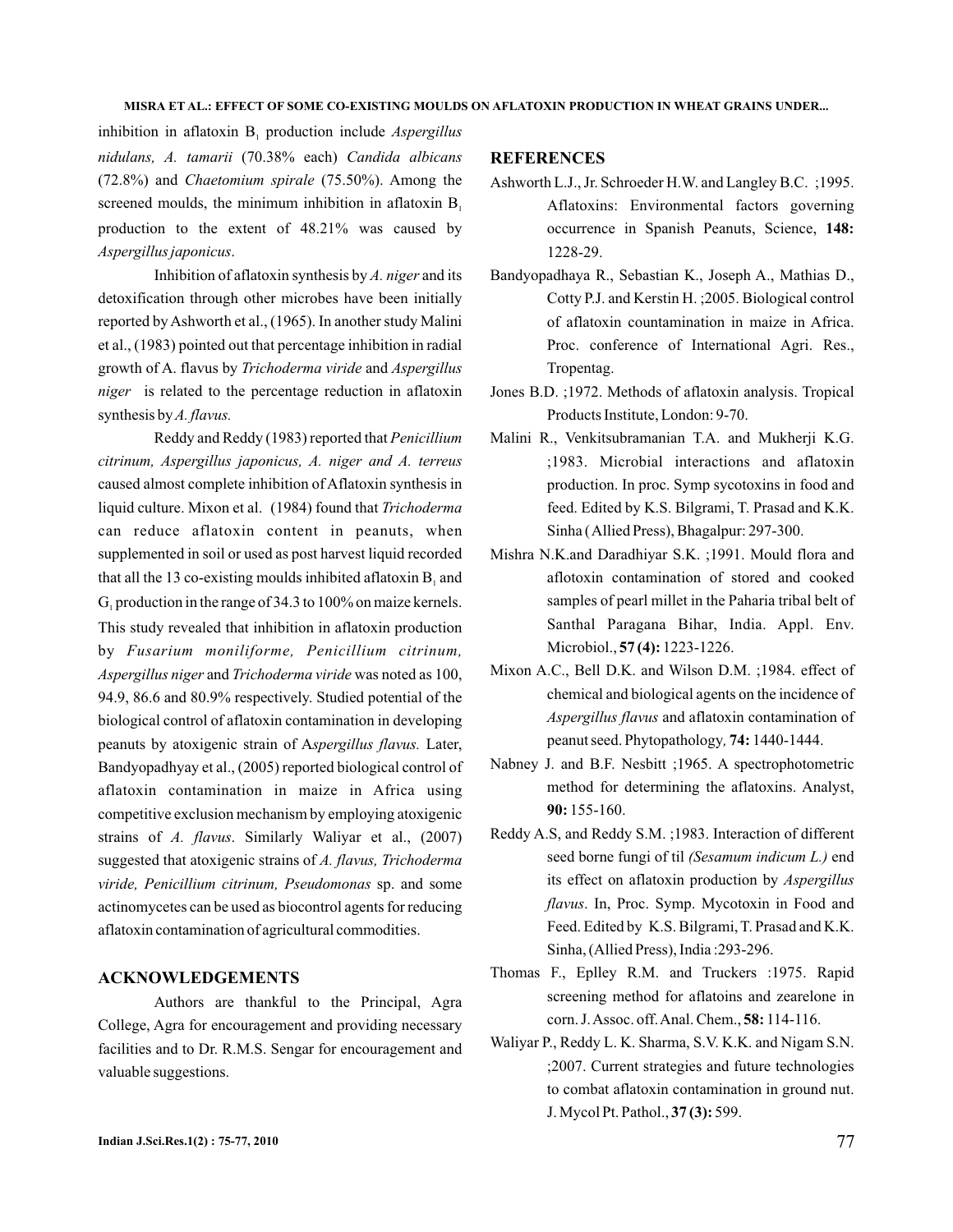inhibition in aflatoxin $B_1$ production include *Aspergillus nidulans, A. tamarii* (70.38% each) *Candida albicans* (72.8%) and *Chaetomium spirale* (75.50%). Among the screened moulds, the minimum inhibition in aflatoxin $B_1$ production to the extent of 48.21% was caused by *Aspergillus japonicus*.

Inhibition of aflatoxin synthesis by *A. niger* and its detoxification through other microbes have been initially reported by Ashworth et al., (1965). In another study Malini et al., (1983) pointed out that percentage inhibition in radial growth of A. flavus by *Trichoderma viride* and *Aspergillus niger* is related to the percentage reduction in aflatoxin synthesis by *A. flavus.*

Reddy and Reddy (1983) reported that *Penicillium citrinum, Aspergillus japonicus, A. niger and A. terreus* caused almost complete inhibition of Aflatoxin synthesis in liquid culture. Mixon et al. (1984) found that *Trichoderma* can reduce aflatoxin content in peanuts, when supplemented in soil or used as post harvest liquid recorded that all the 13 co-existing moulds inhibited aflatoxin $B_1$ and $G_1$ production in the range of 34.3 to 100% on maize kernels. This study revealed that inhibition in aflatoxin production by *Fusarium moniliforme, Penicillium citrinum, Aspergillus niger* and *Trichoderma viride* was noted as 100, 94.9, 86.6 and 80.9% respectively. Studied potential of the biological control of aflatoxin contamination in developing peanuts by atoxigenic strain of A*spergillus flavus.* Later, Bandyopadhyay et al., (2005) reported biological control of aflatoxin contamination in maize in Africa using competitive exclusion mechanism by employing atoxigenic strains of *A. flavus*. Similarly Waliyar et al., (2007) suggested that atoxigenic strains of *A. flavus, Trichoderma viride, Penicillium citrinum, Pseudomonas* sp. and some actinomycetes can be used as biocontrol agents for reducing aflatoxin contamination of agricultural commodities.

## ACKNOWLEDGEMENTS

Authors are thankful to the Principal, Agra College, Agra for encouragement and providing necessary facilities and to Dr. R.M.S. Sengar for encouragement and valuable suggestions.

## REFERENCES

Ashworth L.J., Jr. Schroeder H.W. and Langley B.C. ;1995. Aflatoxins: Environmental factors governing occurrence in Spanish Peanuts, Science, **148:** 1228-29.

Bandyopadhaya R., Sebastian K., Joseph A., Mathias D., Cotty P.J. and Kerstin H. ;2005. Biological control of aflatoxin countamination in maize in Africa. Proc. conference of International Agri. Res., Tropentag.

Jones B.D. ;1972. Methods of aflatoxin analysis. Tropical Products Institute, London: 9-70.

Malini R., Venkitsubramanian T.A. and Mukherji K.G. ;1983. Microbial interactions and aflatoxin production. In proc. Symp sycotoxins in food and feed. Edited by K.S. Bilgrami, T. Prasad and K.K. Sinha ( Allied Press), Bhagalpur: 297-300.

Mishra N.K.and Daradhiyar S.K. ;1991. Mould flora and aflotoxin contamination of stored and cooked samples of pearl millet in the Paharia tribal belt of Santhal Paragana Bihar, India. Appl. Env. Microbiol., **57 (4):** 1223-1226.

Mixon A.C., Bell D.K. and Wilson D.M. ;1984. effect of chemical and biological agents on the incidence of *Aspergillus flavus* and aflatoxin contamination of peanut seed. Phytopathology*,* **74:** 1440-1444.

Nabney J. and B.F. Nesbitt ;1965. A spectrophotometric method for determining the aflatoxins. Analyst, **90:** 155-160.

Reddy A.S, and Reddy S.M. ;1983. Interaction of different seed borne fungi of til *(Sesamum indicum L.)* end its effect on aflatoxin production by *Aspergillus flavus*. In, Proc. Symp. Mycotoxin in Food and Feed. Edited by K.S. Bilgrami, T. Prasad and K.K. Sinha, (Allied Press), India :293-296.

Thomas F., Eplley R.M. and Truckers :1975. Rapid screening method for aflatoins and zearelone in corn. J. Assoc. off. Anal. Chem., **58:** 114-116.

Waliyar P., Reddy L. K. Sharma, S.V. K.K. and Nigam S.N. ;2007. Current strategies and future technologies to combat aflatoxin contamination in ground nut. J. Mycol Pt. Pathol., **37 (3):** 599.